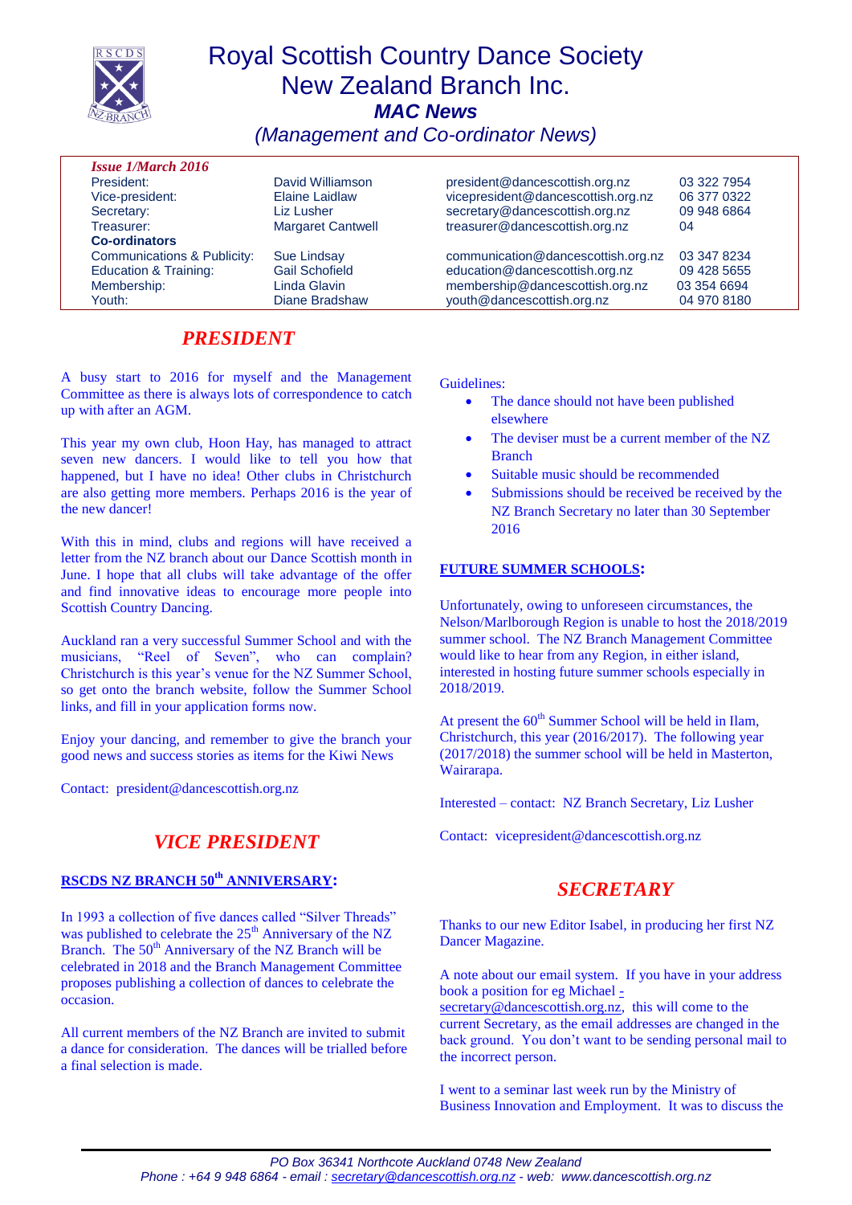# Royal Scottish Country Dance Society New Zealand Branch Inc.

## *MAC News*

### *(Management and Co-ordinator News)*

***Issue 1/March 2016***

| | | | |
|---|---|---|---|
| President: | David Williamson | president@dancescottish.org.nz | 03 322 7954 |
| Vice-president: | Elaine Laidlaw | vicepresident@dancescottish.org.nz | 06 377 0322 |
| Secretary: | Liz Lusher | secretary@dancescottish.org.nz | 09 948 6864 |
| Treasurer: | Margaret Cantwell | treasurer@dancescottish.org.nz | 04 |
| **Co-ordinators** | | | |
| Communications & Publicity: | Sue Lindsay | communication@dancescottish.org.nz | 03 347 8234 |
| Education & Training: | Gail Schofield | education@dancescottish.org.nz | 09 428 5655 |
| Membership: | Linda Glavin | membership@dancescottish.org.nz | 03 354 6694 |
| Youth: | Diane Bradshaw | youth@dancescottish.org.nz | 04 970 8180 |

## *PRESIDENT*

A busy start to 2016 for myself and the Management Committee as there is always lots of correspondence to catch up with after an AGM.

This year my own club, Hoon Hay, has managed to attract seven new dancers. I would like to tell you how that happened, but I have no idea! Other clubs in Christchurch are also getting more members. Perhaps 2016 is the year of the new dancer!

With this in mind, clubs and regions will have received a letter from the NZ branch about our Dance Scottish month in June. I hope that all clubs will take advantage of the offer and find innovative ideas to encourage more people into Scottish Country Dancing.

Auckland ran a very successful Summer School and with the musicians, "Reel of Seven", who can complain? Christchurch is this year's venue for the NZ Summer School, so get onto the branch website, follow the Summer School links, and fill in your application forms now.

Enjoy your dancing, and remember to give the branch your good news and success stories as items for the Kiwi News

Contact: president@dancescottish.org.nz

## *VICE PRESIDENT*

**RSCDS NZ BRANCH 50th ANNIVERSARY:**

In 1993 a collection of five dances called "Silver Threads" was published to celebrate the 25th Anniversary of the NZ Branch. The 50th Anniversary of the NZ Branch will be celebrated in 2018 and the Branch Management Committee proposes publishing a collection of dances to celebrate the occasion.

All current members of the NZ Branch are invited to submit a dance for consideration. The dances will be trialled before a final selection is made.

Guidelines:

- The dance should not have been published elsewhere
- The deviser must be a current member of the NZ Branch
- Suitable music should be recommended
- Submissions should be received be received by the NZ Branch Secretary no later than 30 September 2016

**FUTURE SUMMER SCHOOLS:**

Unfortunately, owing to unforeseen circumstances, the Nelson/Marlborough Region is unable to host the 2018/2019 summer school. The NZ Branch Management Committee would like to hear from any Region, in either island, interested in hosting future summer schools especially in 2018/2019.

At present the 60th Summer School will be held in Ilam, Christchurch, this year (2016/2017). The following year (2017/2018) the summer school will be held in Masterton, Wairarapa.

Interested – contact: NZ Branch Secretary, Liz Lusher

Contact: vicepresident@dancescottish.org.nz

## *SECRETARY*

Thanks to our new Editor Isabel, in producing her first NZ Dancer Magazine.

A note about our email system. If you have in your address book a position for eg Michael - secretary@dancescottish.org.nz, this will come to the current Secretary, as the email addresses are changed in the back ground. You don't want to be sending personal mail to the incorrect person.

I went to a seminar last week run by the Ministry of Business Innovation and Employment. It was to discuss the

*PO Box 36341 Northcote Auckland 0748 New Zealand*
*Phone : +64 9 948 6864 - email : secretary@dancescottish.org.nz - web: www.dancescottish.org.nz*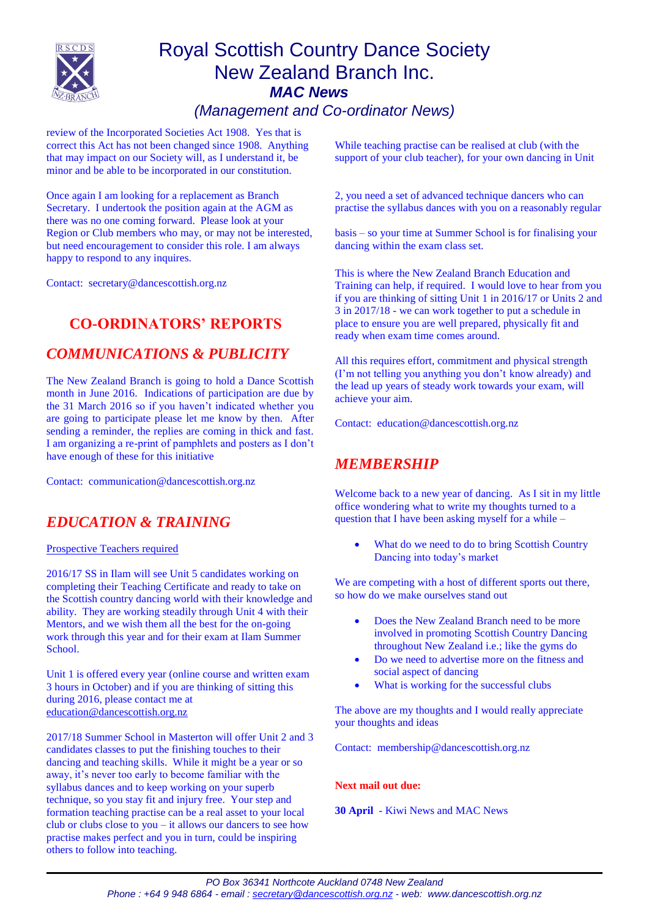# Royal Scottish Country Dance Society New Zealand Branch Inc.

## *MAC News*

*(Management and Co-ordinator News)*

review of the Incorporated Societies Act 1908. Yes that is correct this Act has not been changed since 1908. Anything that may impact on our Society will, as I understand it, be minor and be able to be incorporated in our constitution.

Once again I am looking for a replacement as Branch Secretary. I undertook the position again at the AGM as there was no one coming forward. Please look at your Region or Club members who may, or may not be interested, but need encouragement to consider this role. I am always happy to respond to any inquires.

Contact: secretary@dancescottish.org.nz

## CO-ORDINATORS' REPORTS

### *COMMUNICATIONS & PUBLICITY*

The New Zealand Branch is going to hold a Dance Scottish month in June 2016. Indications of participation are due by the 31 March 2016 so if you haven't indicated whether you are going to participate please let me know by then. After sending a reminder, the replies are coming in thick and fast. I am organizing a re-print of pamphlets and posters as I don't have enough of these for this initiative

Contact: communication@dancescottish.org.nz

### *EDUCATION & TRAINING*

Prospective Teachers required

2016/17 SS in Ilam will see Unit 5 candidates working on completing their Teaching Certificate and ready to take on the Scottish country dancing world with their knowledge and ability. They are working steadily through Unit 4 with their Mentors, and we wish them all the best for the on-going work through this year and for their exam at Ilam Summer School.

Unit 1 is offered every year (online course and written exam 3 hours in October) and if you are thinking of sitting this during 2016, please contact me at education@dancescottish.org.nz

2017/18 Summer School in Masterton will offer Unit 2 and 3 candidates classes to put the finishing touches to their dancing and teaching skills. While it might be a year or so away, it's never too early to become familiar with the syllabus dances and to keep working on your superb technique, so you stay fit and injury free. Your step and formation teaching practise can be a real asset to your local club or clubs close to you – it allows our dancers to see how practise makes perfect and you in turn, could be inspiring others to follow into teaching.

While teaching practise can be realised at club (with the support of your club teacher), for your own dancing in Unit 2, you need a set of advanced technique dancers who can practise the syllabus dances with you on a reasonably regular basis – so your time at Summer School is for finalising your dancing within the exam class set.

This is where the New Zealand Branch Education and Training can help, if required. I would love to hear from you if you are thinking of sitting Unit 1 in 2016/17 or Units 2 and 3 in 2017/18 - we can work together to put a schedule in place to ensure you are well prepared, physically fit and ready when exam time comes around.

All this requires effort, commitment and physical strength (I'm not telling you anything you don't know already) and the lead up years of steady work towards your exam, will achieve your aim.

Contact: education@dancescottish.org.nz

### *MEMBERSHIP*

Welcome back to a new year of dancing. As I sit in my little office wondering what to write my thoughts turned to a question that I have been asking myself for a while –

- What do we need to do to bring Scottish Country Dancing into today's market

We are competing with a host of different sports out there, so how do we make ourselves stand out

- Does the New Zealand Branch need to be more involved in promoting Scottish Country Dancing throughout New Zealand i.e.; like the gyms do
- Do we need to advertise more on the fitness and social aspect of dancing
- What is working for the successful clubs

The above are my thoughts and I would really appreciate your thoughts and ideas

Contact: membership@dancescottish.org.nz

**Next mail out due:**

**30 April** - Kiwi News and MAC News

*PO Box 36341 Northcote Auckland 0748 New Zealand*
*Phone : +64 9 948 6864 - email : secretary@dancescottish.org.nz - web: www.dancescottish.org.nz*